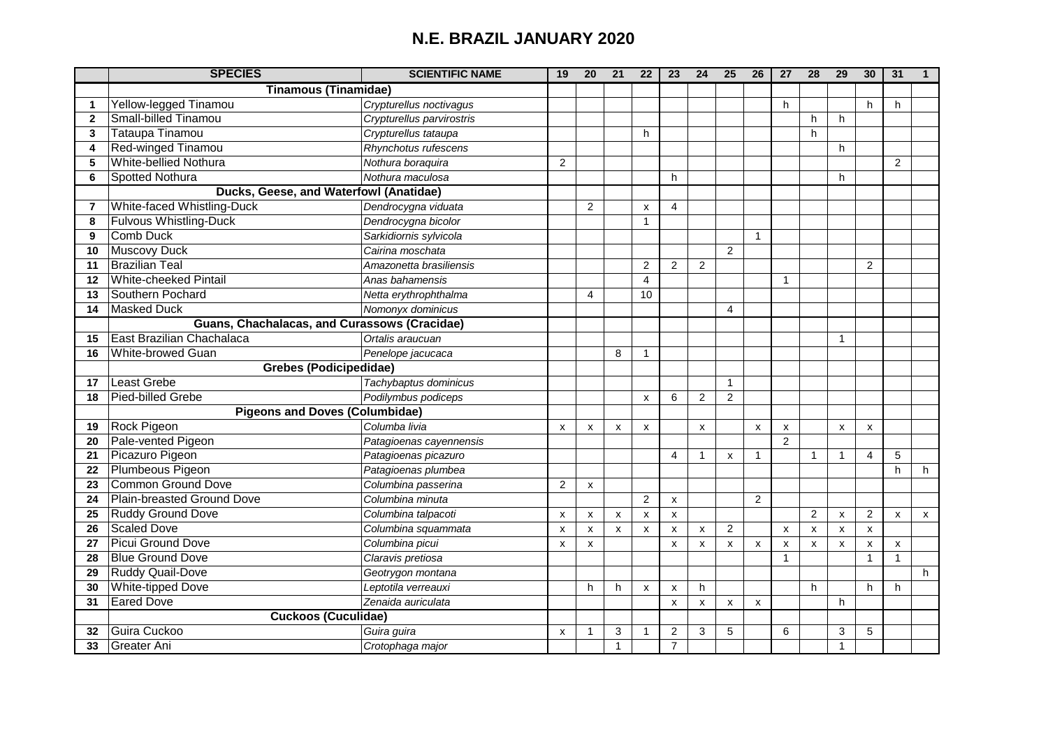# N.E. BRAZIL JANUARY 2020

| | SPECIES | SCIENTIFIC NAME | 19 | 20 | 21 | 22 | 23 | 24 | 25 | 26 | 27 | 28 | 29 | 30 | 31 | 1 |
|---|---|---|---|---|---|---|---|---|---|---|---|---|---|---|---|---|
| | **Tinamous (Tinamidae)** | | | | | | | | | | | | | | | |
| 1 | Yellow-legged Tinamou | *Crypturellus noctivagus* | | | | | | | | | h | | | h | h | |
| 2 | Small-billed Tinamou | *Crypturellus parvirostris* | | | | | | | | | | h | h | | | |
| 3 | Tataupa Tinamou | *Crypturellus tataupa* | | | | h | | | | | | h | | | | |
| 4 | Red-winged Tinamou | *Rhynchotus rufescens* | | | | | | | | | | | h | | | |
| 5 | White-bellied Nothura | *Nothura boraquira* | 2 | | | | | | | | | | | | 2 | |
| 6 | Spotted Nothura | *Nothura maculosa* | | | | | h | | | | | | h | | | |
| | **Ducks, Geese, and Waterfowl (Anatidae)** | | | | | | | | | | | | | | | |
| 7 | White-faced Whistling-Duck | *Dendrocygna viduata* | | 2 | | x | 4 | | | | | | | | | |
| 8 | Fulvous Whistling-Duck | *Dendrocygna bicolor* | | | | 1 | | | | | | | | | | |
| 9 | Comb Duck | *Sarkidiornis sylvicola* | | | | | | | | 1 | | | | | | |
| 10 | Muscovy Duck | *Cairina moschata* | | | | | | | 2 | | | | | | | |
| 11 | Brazilian Teal | *Amazonetta brasiliensis* | | | | 2 | 2 | 2 | | | | | | 2 | | |
| 12 | White-cheeked Pintail | *Anas bahamensis* | | | | 4 | | | | | 1 | | | | | |
| 13 | Southern Pochard | *Netta erythrophthalma* | | 4 | | 10 | | | | | | | | | | |
| 14 | Masked Duck | *Nomonyx dominicus* | | | | | | | 4 | | | | | | | |
| | **Guans, Chachalacas, and Curassows (Cracidae)** | | | | | | | | | | | | | | | |
| 15 | East Brazilian Chachalaca | *Ortalis araucuan* | | | | | | | | | | | 1 | | | |
| 16 | White-browed Guan | *Penelope jacucaca* | | | 8 | 1 | | | | | | | | | | |
| | **Grebes (Podicipedidae)** | | | | | | | | | | | | | | | |
| 17 | Least Grebe | *Tachybaptus dominicus* | | | | | | | 1 | | | | | | | |
| 18 | Pied-billed Grebe | *Podilymbus podiceps* | | | | x | 6 | 2 | 2 | | | | | | | |
| | **Pigeons and Doves (Columbidae)** | | | | | | | | | | | | | | | |
| 19 | Rock Pigeon | *Columba livia* | x | x | x | x | | x | | x | x | | x | x | | |
| 20 | Pale-vented Pigeon | *Patagioenas cayennensis* | | | | | | | | | 2 | | | | | |
| 21 | Picazuro Pigeon | *Patagioenas picazuro* | | | | | 4 | 1 | x | 1 | | 1 | 1 | 4 | 5 | |
| 22 | Plumbeous Pigeon | *Patagioenas plumbea* | | | | | | | | | | | | | h | h |
| 23 | Common Ground Dove | *Columbina passerina* | 2 | x | | | | | | | | | | | | |
| 24 | Plain-breasted Ground Dove | *Columbina minuta* | | | | 2 | x | | | 2 | | | | | | |
| 25 | Ruddy Ground Dove | *Columbina talpacoti* | x | x | x | x | x | | | | | 2 | x | 2 | x | x |
| 26 | Scaled Dove | *Columbina squammata* | x | x | x | x | x | x | 2 | | x | x | x | x | | |
| 27 | Picui Ground Dove | *Columbina picui* | x | x | | | x | x | x | x | x | x | x | x | x | |
| 28 | Blue Ground Dove | *Claravis pretiosa* | | | | | | | | | 1 | | | 1 | 1 | |
| 29 | Ruddy Quail-Dove | *Geotrygon montana* | | | | | | | | | | | | | | h |
| 30 | White-tipped Dove | *Leptotila verreauxi* | | h | h | x | x | h | | | | h | | h | h | |
| 31 | Eared Dove | *Zenaida auriculata* | | | | | x | x | x | x | | | h | | | |
| | **Cuckoos (Cuculidae)** | | | | | | | | | | | | | | | |
| 32 | Guira Cuckoo | *Guira guira* | x | 1 | 3 | 1 | 2 | 3 | 5 | | 6 | | 3 | 5 | | |
| 33 | Greater Ani | *Crotophaga major* | | | 1 | | 7 | | | | | | 1 | | | |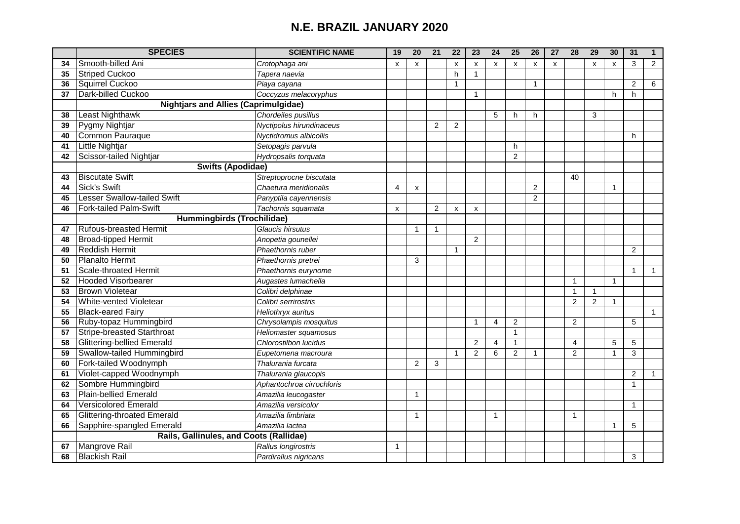# N.E. BRAZIL JANUARY 2020

| | SPECIES | SCIENTIFIC NAME | 19 | 20 | 21 | 22 | 23 | 24 | 25 | 26 | 27 | 28 | 29 | 30 | 31 | 1 |
|---|---|---|---|---|---|---|---|---|---|---|---|---|---|---|---|---|
| 34 | Smooth-billed Ani | *Crotophaga ani* | x | x | | x | x | x | x | x | x | | x | x | 3 | 2 |
| 35 | Striped Cuckoo | *Tapera naevia* | | | | h | 1 | | | | | | | | | |
| 36 | Squirrel Cuckoo | *Piaya cayana* | | | | 1 | | | | 1 | | | | | 2 | 6 |
| 37 | Dark-billed Cuckoo | *Coccyzus melacoryphus* | | | | | 1 | | | | | | | h | h | |
| | **Nightjars and Allies (Caprimulgidae)** | | | | | | | | | | | | | | | |
| 38 | Least Nighthawk | *Chordeiles pusillus* | | | | | | 5 | h | h | | | 3 | | | |
| 39 | Pygmy Nightjar | *Nyctipolus hirundinaceus* | | | 2 | 2 | | | | | | | | | | |
| 40 | Common Pauraque | *Nyctidromus albicollis* | | | | | | | | | | | | | h | |
| 41 | Little Nightjar | *Setopagis parvula* | | | | | | | h | | | | | | | |
| 42 | Scissor-tailed Nightjar | *Hydropsalis torquata* | | | | | | | 2 | | | | | | | |
| | **Swifts (Apodidae)** | | | | | | | | | | | | | | | |
| 43 | Biscutate Swift | *Streptoprocne biscutata* | | | | | | | | | | 40 | | | | |
| 44 | Sick's Swift | *Chaetura meridionalis* | 4 | x | | | | | | 2 | | | | 1 | | |
| 45 | Lesser Swallow-tailed Swift | *Panyptila cayennensis* | | | | | | | | 2 | | | | | | |
| 46 | Fork-tailed Palm-Swift | *Tachornis squamata* | x | | 2 | x | x | | | | | | | | | |
| | **Hummingbirds (Trochilidae)** | | | | | | | | | | | | | | | |
| 47 | Rufous-breasted Hermit | *Glaucis hirsutus* | | 1 | 1 | | | | | | | | | | | |
| 48 | Broad-tipped Hermit | *Anopetia gounellei* | | | | | 2 | | | | | | | | | |
| 49 | Reddish Hermit | *Phaethornis ruber* | | | | 1 | | | | | | | | | 2 | |
| 50 | Planalto Hermit | *Phaethornis pretrei* | | 3 | | | | | | | | | | | | |
| 51 | Scale-throated Hermit | *Phaethornis eurynome* | | | | | | | | | | | | | 1 | 1 |
| 52 | Hooded Visorbearer | *Augastes lumachella* | | | | | | | | | | 1 | | 1 | | |
| 53 | Brown Violetear | *Colibri delphinae* | | | | | | | | | | 1 | 1 | | | |
| 54 | White-vented Violetear | *Colibri serrirostris* | | | | | | | | | | 2 | 2 | 1 | | |
| 55 | Black-eared Fairy | *Heliothryx auritus* | | | | | | | | | | | | | | 1 |
| 56 | Ruby-topaz Hummingbird | *Chrysolampis mosquitus* | | | | | 1 | 4 | 2 | | | 2 | | | 5 | |
| 57 | Stripe-breasted Starthroat | *Heliomaster squamosus* | | | | | | | 1 | | | | | | | |
| 58 | Glittering-bellied Emerald | *Chlorostilbon lucidus* | | | | | 2 | 4 | 1 | | | 4 | | 5 | 5 | |
| 59 | Swallow-tailed Hummingbird | *Eupetomena macroura* | | | | 1 | 2 | 6 | 2 | 1 | | 2 | | 1 | 3 | |
| 60 | Fork-tailed Woodnymph | *Thalurania furcata* | | 2 | 3 | | | | | | | | | | | |
| 61 | Violet-capped Woodnymph | *Thalurania glaucopis* | | | | | | | | | | | | | 2 | 1 |
| 62 | Sombre Hummingbird | *Aphantochroa cirrochloris* | | | | | | | | | | | | | 1 | |
| 63 | Plain-bellied Emerald | *Amazilia leucogaster* | | 1 | | | | | | | | | | | | |
| 64 | Versicolored Emerald | *Amazilia versicolor* | | | | | | | | | | | | | 1 | |
| 65 | Glittering-throated Emerald | *Amazilia fimbriata* | | 1 | | | | 1 | | | | 1 | | | | |
| 66 | Sapphire-spangled Emerald | *Amazilia lactea* | | | | | | | | | | | | 1 | 5 | |
| | **Rails, Gallinules, and Coots (Rallidae)** | | | | | | | | | | | | | | | |
| 67 | Mangrove Rail | *Rallus longirostris* | 1 | | | | | | | | | | | | | |
| 68 | Blackish Rail | *Pardirallus nigricans* | | | | | | | | | | | | | 3 | |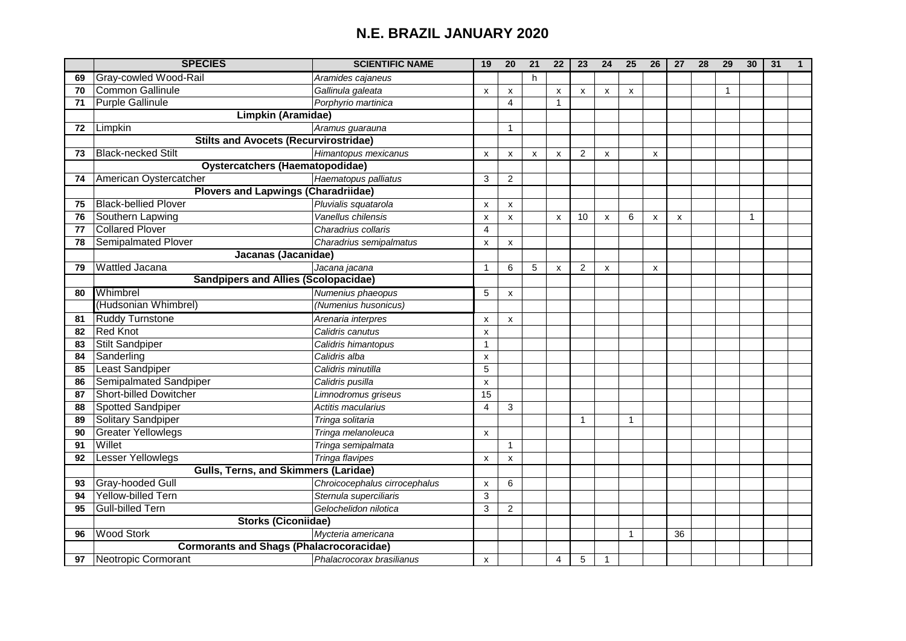# N.E. BRAZIL JANUARY 2020

| | SPECIES | SCIENTIFIC NAME | 19 | 20 | 21 | 22 | 23 | 24 | 25 | 26 | 27 | 28 | 29 | 30 | 31 | 1 |
|---|---|---|---|---|---|---|---|---|---|---|---|---|---|---|---|---|
| 69 | Gray-cowled Wood-Rail | *Aramides cajaneus* | | | h | | | | | | | | | | | |
| 70 | Common Gallinule | *Gallinula galeata* | x | x | | x | x | x | x | | | | 1 | | | |
| 71 | Purple Gallinule | *Porphyrio martinica* | | 4 | | 1 | | | | | | | | | | |
| | **Limpkin (Aramidae)** | | | | | | | | | | | | | | | |
| 72 | Limpkin | *Aramus guarauna* | | 1 | | | | | | | | | | | | |
| | **Stilts and Avocets (Recurvirostridae)** | | | | | | | | | | | | | | | |
| 73 | Black-necked Stilt | *Himantopus mexicanus* | x | x | x | x | 2 | x | | x | | | | | | |
| | **Oystercatchers (Haematopodidae)** | | | | | | | | | | | | | | | |
| 74 | American Oystercatcher | *Haematopus palliatus* | 3 | 2 | | | | | | | | | | | | |
| | **Plovers and Lapwings (Charadriidae)** | | | | | | | | | | | | | | | |
| 75 | Black-bellied Plover | *Pluvialis squatarola* | x | x | | | | | | | | | | | | |
| 76 | Southern Lapwing | *Vanellus chilensis* | x | x | | x | 10 | x | 6 | x | x | | | 1 | | |
| 77 | Collared Plover | *Charadrius collaris* | 4 | | | | | | | | | | | | | |
| 78 | Semipalmated Plover | *Charadrius semipalmatus* | x | x | | | | | | | | | | | | |
| | **Jacanas (Jacanidae)** | | | | | | | | | | | | | | | |
| 79 | Wattled Jacana | *Jacana jacana* | 1 | 6 | 5 | x | 2 | x | | x | | | | | | |
| | **Sandpipers and Allies (Scolopacidae)** | | | | | | | | | | | | | | | |
| 80 | Whimbrel | *Numenius phaeopus* | 5 | x | | | | | | | | | | | | |
| | (Hudsonian Whimbrel) | *(Numenius husonicus)* | | | | | | | | | | | | | | |
| 81 | Ruddy Turnstone | *Arenaria interpres* | x | x | | | | | | | | | | | | |
| 82 | Red Knot | *Calidris canutus* | x | | | | | | | | | | | | | |
| 83 | Stilt Sandpiper | *Calidris himantopus* | 1 | | | | | | | | | | | | | |
| 84 | Sanderling | *Calidris alba* | x | | | | | | | | | | | | | |
| 85 | Least Sandpiper | *Calidris minutilla* | 5 | | | | | | | | | | | | | |
| 86 | Semipalmated Sandpiper | *Calidris pusilla* | x | | | | | | | | | | | | | |
| 87 | Short-billed Dowitcher | *Limnodromus griseus* | 15 | | | | | | | | | | | | | |
| 88 | Spotted Sandpiper | *Actitis macularius* | 4 | 3 | | | | | | | | | | | | |
| 89 | Solitary Sandpiper | *Tringa solitaria* | | | | | 1 | | 1 | | | | | | | |
| 90 | Greater Yellowlegs | *Tringa melanoleuca* | x | | | | | | | | | | | | | |
| 91 | Willet | *Tringa semipalmata* | | 1 | | | | | | | | | | | | |
| 92 | Lesser Yellowlegs | *Tringa flavipes* | x | x | | | | | | | | | | | | |
| | **Gulls, Terns, and Skimmers (Laridae)** | | | | | | | | | | | | | | | |
| 93 | Gray-hooded Gull | *Chroicocephalus cirrocephalus* | x | 6 | | | | | | | | | | | | |
| 94 | Yellow-billed Tern | *Sternula superciliaris* | 3 | | | | | | | | | | | | | |
| 95 | Gull-billed Tern | *Gelochelidon nilotica* | 3 | 2 | | | | | | | | | | | | |
| | **Storks (Ciconiidae)** | | | | | | | | | | | | | | | |
| 96 | Wood Stork | *Mycteria americana* | | | | | | | 1 | | 36 | | | | | |
| | **Cormorants and Shags (Phalacrocoracidae)** | | | | | | | | | | | | | | | |
| 97 | Neotropic Cormorant | *Phalacrocorax brasilianus* | x | | | 4 | 5 | 1 | | | | | | | | |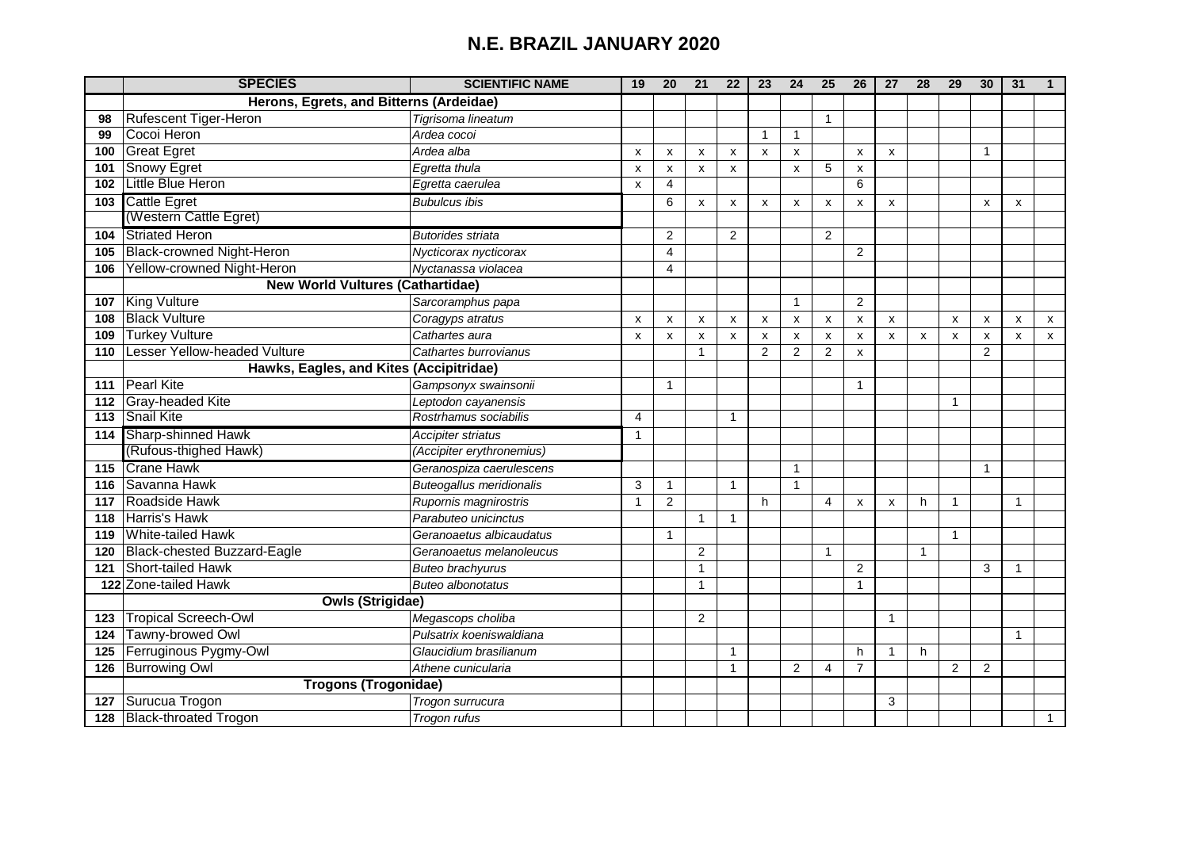## N.E. BRAZIL JANUARY 2020

| | SPECIES | SCIENTIFIC NAME | 19 | 20 | 21 | 22 | 23 | 24 | 25 | 26 | 27 | 28 | 29 | 30 | 31 | 1 |
|---|---|---|---|---|---|---|---|---|---|---|---|---|---|---|---|---|
| | **Herons, Egrets, and Bitterns (Ardeidae)** | | | | | | | | | | | | | | | |
| 98 | Rufescent Tiger-Heron | *Tigrisoma lineatum* | | | | | | | 1 | | | | | | | |
| 99 | Cocoi Heron | *Ardea cocoi* | | | | | 1 | 1 | | | | | | | | |
| 100 | Great Egret | *Ardea alba* | x | x | x | x | x | x | | x | x | | | 1 | | |
| 101 | Snowy Egret | *Egretta thula* | x | x | x | x | | x | 5 | x | | | | | | |
| 102 | Little Blue Heron | *Egretta caerulea* | x | 4 | | | | | | 6 | | | | | | |
| 103 | Cattle Egret | *Bubulcus ibis* | | 6 | x | x | x | x | x | x | x | | | x | x | |
| | (Western Cattle Egret) | | | | | | | | | | | | | | | |
| 104 | Striated Heron | *Butorides striata* | | 2 | | 2 | | | 2 | | | | | | | |
| 105 | Black-crowned Night-Heron | *Nycticorax nycticorax* | | 4 | | | | | | 2 | | | | | | |
| 106 | Yellow-crowned Night-Heron | *Nyctanassa violacea* | | 4 | | | | | | | | | | | | |
| | **New World Vultures (Cathartidae)** | | | | | | | | | | | | | | | |
| 107 | King Vulture | *Sarcoramphus papa* | | | | | | 1 | | 2 | | | | | | |
| 108 | Black Vulture | *Coragyps atratus* | x | x | x | x | x | x | x | x | x | | x | x | x | x |
| 109 | Turkey Vulture | *Cathartes aura* | x | x | x | x | x | x | x | x | x | x | x | x | x | x |
| 110 | Lesser Yellow-headed Vulture | *Cathartes burrovianus* | | | 1 | | 2 | 2 | 2 | x | | | | 2 | | |
| | **Hawks, Eagles, and Kites (Accipitridae)** | | | | | | | | | | | | | | | |
| 111 | Pearl Kite | *Gampsonyx swainsonii* | | 1 | | | | | | 1 | | | | | | |
| 112 | Gray-headed Kite | *Leptodon cayanensis* | | | | | | | | | | | 1 | | | |
| 113 | Snail Kite | *Rostrhamus sociabilis* | 4 | | | 1 | | | | | | | | | | |
| 114 | Sharp-shinned Hawk | *Accipiter striatus* | 1 | | | | | | | | | | | | | |
| | (Rufous-thighed Hawk) | *(Accipiter erythronemius)* | | | | | | | | | | | | | | |
| 115 | Crane Hawk | *Geranospiza caerulescens* | | | | | | 1 | | | | | | 1 | | |
| 116 | Savanna Hawk | *Buteogallus meridionalis* | 3 | 1 | | 1 | | 1 | | | | | | | | |
| 117 | Roadside Hawk | *Rupornis magnirostris* | 1 | 2 | | | h | | 4 | x | x | h | 1 | | 1 | |
| 118 | Harris's Hawk | *Parabuteo unicinctus* | | | 1 | 1 | | | | | | | | | | |
| 119 | White-tailed Hawk | *Geranoaetus albicaudatus* | | 1 | | | | | | | | | 1 | | | |
| 120 | Black-chested Buzzard-Eagle | *Geranoaetus melanoleucus* | | | 2 | | | | 1 | | | 1 | | | | |
| 121 | Short-tailed Hawk | *Buteo brachyurus* | | | 1 | | | | | 2 | | | | 3 | 1 | |
| 122 | Zone-tailed Hawk | *Buteo albonotatus* | | | 1 | | | | | 1 | | | | | | |
| | **Owls (Strigidae)** | | | | | | | | | | | | | | | |
| 123 | Tropical Screech-Owl | *Megascops choliba* | | | 2 | | | | | | 1 | | | | | |
| 124 | Tawny-browed Owl | *Pulsatrix koeniswaldiana* | | | | | | | | | | | | | 1 | |
| 125 | Ferruginous Pygmy-Owl | *Glaucidium brasilianum* | | | | 1 | | | | h | 1 | h | | | | |
| 126 | Burrowing Owl | *Athene cunicularia* | | | | 1 | | 2 | 4 | 7 | | | 2 | 2 | | |
| | **Trogons (Trogonidae)** | | | | | | | | | | | | | | | |
| 127 | Surucua Trogon | *Trogon surrucura* | | | | | | | | | 3 | | | | | |
| 128 | Black-throated Trogon | *Trogon rufus* | | | | | | | | | | | | | | 1 |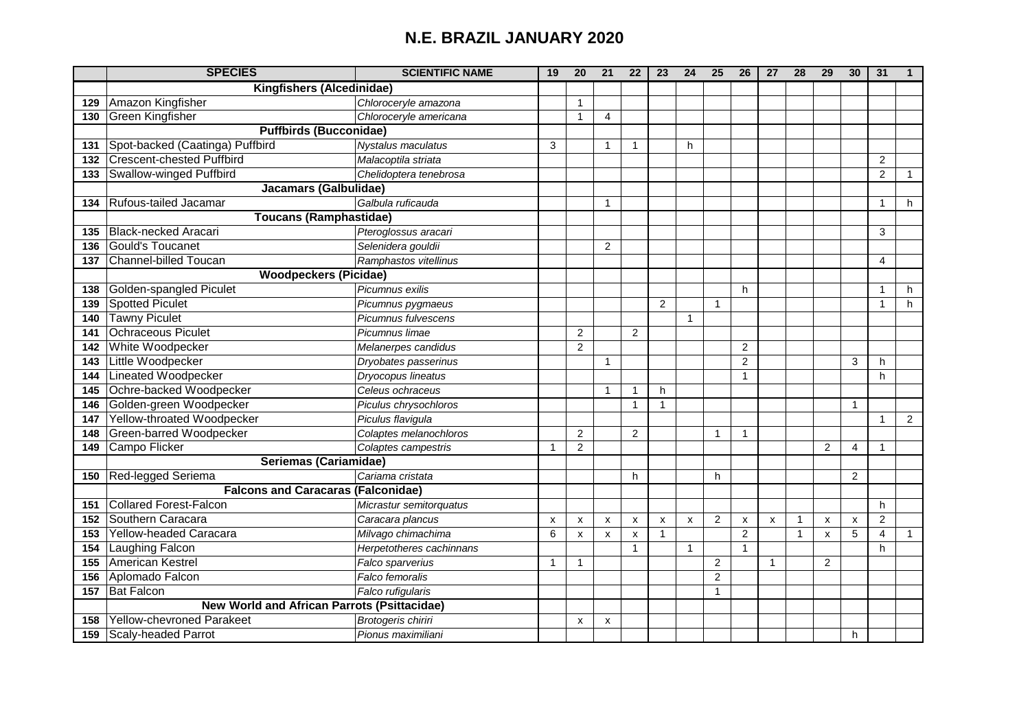# N.E. BRAZIL JANUARY 2020

| | SPECIES | SCIENTIFIC NAME | 19 | 20 | 21 | 22 | 23 | 24 | 25 | 26 | 27 | 28 | 29 | 30 | 31 | 1 |
|---|---|---|---|---|---|---|---|---|---|---|---|---|---|---|---|---|
| | **Kingfishers (Alcedinidae)** | | | | | | | | | | | | | | | |
| 129 | Amazon Kingfisher | *Chloroceryle amazona* | | 1 | | | | | | | | | | | | |
| 130 | Green Kingfisher | *Chloroceryle americana* | | 1 | 4 | | | | | | | | | | | |
| | **Puffbirds (Bucconidae)** | | | | | | | | | | | | | | | |
| 131 | Spot-backed (Caatinga) Puffbird | *Nystalus maculatus* | 3 | | 1 | 1 | | h | | | | | | | | |
| 132 | Crescent-chested Puffbird | *Malacoptila striata* | | | | | | | | | | | | | 2 | |
| 133 | Swallow-winged Puffbird | *Chelidoptera tenebrosa* | | | | | | | | | | | | | 2 | 1 |
| | **Jacamars (Galbulidae)** | | | | | | | | | | | | | | | |
| 134 | Rufous-tailed Jacamar | *Galbula ruficauda* | | | 1 | | | | | | | | | | 1 | h |
| | **Toucans (Ramphastidae)** | | | | | | | | | | | | | | | |
| 135 | Black-necked Aracari | *Pteroglossus aracari* | | | | | | | | | | | | | 3 | |
| 136 | Gould's Toucanet | *Selenidera gouldii* | | | 2 | | | | | | | | | | | |
| 137 | Channel-billed Toucan | *Ramphastos vitellinus* | | | | | | | | | | | | | 4 | |
| | **Woodpeckers (Picidae)** | | | | | | | | | | | | | | | |
| 138 | Golden-spangled Piculet | *Picumnus exilis* | | | | | | | | h | | | | | 1 | h |
| 139 | Spotted Piculet | *Picumnus pygmaeus* | | | | | 2 | | 1 | | | | | | 1 | h |
| 140 | Tawny Piculet | *Picumnus fulvescens* | | | | | | 1 | | | | | | | | |
| 141 | Ochraceous Piculet | *Picumnus limae* | | 2 | | 2 | | | | | | | | | | |
| 142 | White Woodpecker | *Melanerpes candidus* | | 2 | | | | | | 2 | | | | | | |
| 143 | Little Woodpecker | *Dryobates passerinus* | | | 1 | | | | | 2 | | | | 3 | h | |
| 144 | Lineated Woodpecker | *Dryocopus lineatus* | | | | | | | | 1 | | | | | h | |
| 145 | Ochre-backed Woodpecker | *Celeus ochraceus* | | | 1 | 1 | h | | | | | | | | | |
| 146 | Golden-green Woodpecker | *Piculus chrysochloros* | | | | 1 | 1 | | | | | | | 1 | | |
| 147 | Yellow-throated Woodpecker | *Piculus flavigula* | | | | | | | | | | | | | 1 | 2 |
| 148 | Green-barred Woodpecker | *Colaptes melanochloros* | | 2 | | 2 | | | 1 | 1 | | | | | | |
| 149 | Campo Flicker | *Colaptes campestris* | 1 | 2 | | | | | | | | | 2 | 4 | 1 | |
| | **Seriemas (Cariamidae)** | | | | | | | | | | | | | | | |
| 150 | Red-legged Seriema | *Cariama cristata* | | | | h | | | h | | | | | 2 | | |
| | **Falcons and Caracaras (Falconidae)** | | | | | | | | | | | | | | | |
| 151 | Collared Forest-Falcon | *Micrastur semitorquatus* | | | | | | | | | | | | | h | |
| 152 | Southern Caracara | *Caracara plancus* | x | x | x | x | x | x | 2 | x | x | 1 | x | x | 2 | |
| 153 | Yellow-headed Caracara | *Milvago chimachima* | 6 | x | x | x | 1 | | | 2 | | 1 | x | 5 | 4 | 1 |
| 154 | Laughing Falcon | *Herpetotheres cachinnans* | | | | 1 | | 1 | | 1 | | | | | h | |
| 155 | American Kestrel | *Falco sparverius* | 1 | 1 | | | | | 2 | | 1 | | 2 | | | |
| 156 | Aplomado Falcon | *Falco femoralis* | | | | | | | 2 | | | | | | | |
| 157 | Bat Falcon | *Falco rufigularis* | | | | | | | 1 | | | | | | | |
| | **New World and African Parrots (Psittacidae)** | | | | | | | | | | | | | | | |
| 158 | Yellow-chevroned Parakeet | *Brotogeris chiriri* | | x | x | | | | | | | | | | | |
| 159 | Scaly-headed Parrot | *Pionus maximiliani* | | | | | | | | | | | | h | | |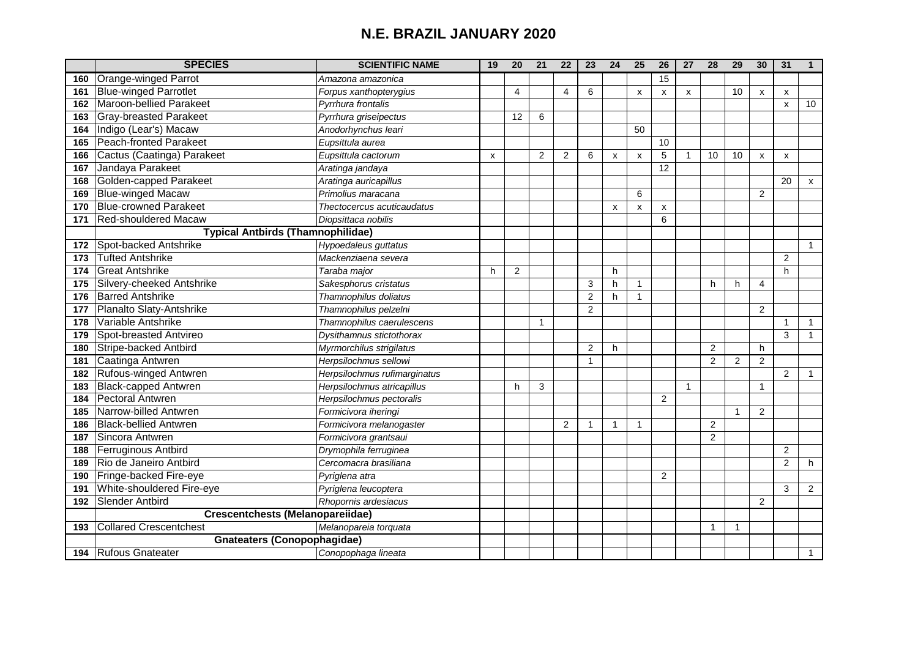# N.E. BRAZIL JANUARY 2020

| | SPECIES | SCIENTIFIC NAME | 19 | 20 | 21 | 22 | 23 | 24 | 25 | 26 | 27 | 28 | 29 | 30 | 31 | 1 |
|---|---|---|---|---|---|---|---|---|---|---|---|---|---|---|---|---|
| 160 | Orange-winged Parrot | *Amazona amazonica* | | | | | | | | 15 | | | | | | |
| 161 | Blue-winged Parrotlet | *Forpus xanthopterygius* | | 4 | | 4 | 6 | | x | x | x | | 10 | x | x | |
| 162 | Maroon-bellied Parakeet | *Pyrrhura frontalis* | | | | | | | | | | | | | x | 10 |
| 163 | Gray-breasted Parakeet | *Pyrrhura griseipectus* | | 12 | 6 | | | | | | | | | | | |
| 164 | Indigo (Lear's) Macaw | *Anodorhynchus leari* | | | | | | | 50 | | | | | | | |
| 165 | Peach-fronted Parakeet | *Eupsittula aurea* | | | | | | | | 10 | | | | | | |
| 166 | Cactus (Caatinga) Parakeet | *Eupsittula cactorum* | x | | 2 | 2 | 6 | x | x | 5 | 1 | 10 | 10 | x | x | |
| 167 | Jandaya Parakeet | *Aratinga jandaya* | | | | | | | | 12 | | | | | | |
| 168 | Golden-capped Parakeet | *Aratinga auricapillus* | | | | | | | | | | | | | 20 | x |
| 169 | Blue-winged Macaw | *Primolius maracana* | | | | | | | 6 | | | | | 2 | | |
| 170 | Blue-crowned Parakeet | *Thectocercus acuticaudatus* | | | | | | x | x | x | | | | | | |
| 171 | Red-shouldered Macaw | *Diopsittaca nobilis* | | | | | | | | 6 | | | | | | |
| | **Typical Antbirds (Thamnophilidae)** | | | | | | | | | | | | | | | |
| 172 | Spot-backed Antshrike | *Hypoedaleus guttatus* | | | | | | | | | | | | | | 1 |
| 173 | Tufted Antshrike | *Mackenziaena severa* | | | | | | | | | | | | | 2 | |
| 174 | Great Antshrike | *Taraba major* | h | 2 | | | | h | | | | | | | h | |
| 175 | Silvery-cheeked Antshrike | *Sakesphorus cristatus* | | | | | 3 | h | 1 | | | h | h | 4 | | |
| 176 | Barred Antshrike | *Thamnophilus doliatus* | | | | | 2 | h | 1 | | | | | | | |
| 177 | Planalto Slaty-Antshrike | *Thamnophilus pelzelni* | | | | | 2 | | | | | | | 2 | | |
| 178 | Variable Antshrike | *Thamnophilus caerulescens* | | | 1 | | | | | | | | | | 1 | 1 |
| 179 | Spot-breasted Antvireo | *Dysithamnus stictothorax* | | | | | | | | | | | | | 3 | 1 |
| 180 | Stripe-backed Antbird | *Myrmorchilus strigilatus* | | | | | 2 | h | | | | 2 | | h | | |
| 181 | Caatinga Antwren | *Herpsilochmus sellowi* | | | | | 1 | | | | | 2 | 2 | 2 | | |
| 182 | Rufous-winged Antwren | *Herpsilochmus rufimarginatus* | | | | | | | | | | | | | 2 | 1 |
| 183 | Black-capped Antwren | *Herpsilochmus atricapillus* | | h | 3 | | | | | | 1 | | | 1 | | |
| 184 | Pectoral Antwren | *Herpsilochmus pectoralis* | | | | | | | | 2 | | | | | | |
| 185 | Narrow-billed Antwren | *Formicivora iheringi* | | | | | | | | | | | 1 | 2 | | |
| 186 | Black-bellied Antwren | *Formicivora melanogaster* | | | | 2 | 1 | 1 | 1 | | | 2 | | | | |
| 187 | Sincora Antwren | *Formicivora grantsaui* | | | | | | | | | | 2 | | | | |
| 188 | Ferruginous Antbird | *Drymophila ferruginea* | | | | | | | | | | | | | 2 | |
| 189 | Rio de Janeiro Antbird | *Cercomacra brasiliana* | | | | | | | | | | | | | 2 | h |
| 190 | Fringe-backed Fire-eye | *Pyriglena atra* | | | | | | | | 2 | | | | | | |
| 191 | White-shouldered Fire-eye | *Pyriglena leucoptera* | | | | | | | | | | | | | 3 | 2 |
| 192 | Slender Antbird | *Rhopornis ardesiacus* | | | | | | | | | | | | 2 | | |
| | **Crescentchests (Melanopareiidae)** | | | | | | | | | | | | | | | |
| 193 | Collared Crescentchest | *Melanopareia torquata* | | | | | | | | | | 1 | 1 | | | |
| | **Gnateaters (Conopophagidae)** | | | | | | | | | | | | | | | |
| 194 | Rufous Gnateater | *Conopophaga lineata* | | | | | | | | | | | | | | 1 |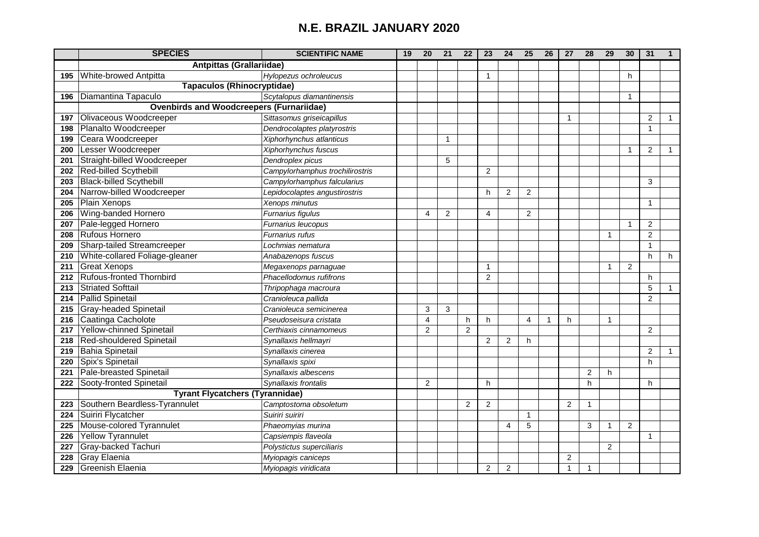# N.E. BRAZIL JANUARY 2020

| | SPECIES | SCIENTIFIC NAME | 19 | 20 | 21 | 22 | 23 | 24 | 25 | 26 | 27 | 28 | 29 | 30 | 31 | 1 |
|---|---|---|---|---|---|---|---|---|---|---|---|---|---|---|---|---|
| | **Antpittas (Grallariidae)** | | | | | | | | | | | | | | | |
| 195 | White-browed Antpitta | *Hylopezus ochroleucus* | | | | | 1 | | | | | | | h | | |
| | **Tapaculos (Rhinocryptidae)** | | | | | | | | | | | | | | | |
| 196 | Diamantina Tapaculo | *Scytalopus diamantinensis* | | | | | | | | | | | | 1 | | |
| | **Ovenbirds and Woodcreepers (Furnariidae)** | | | | | | | | | | | | | | | |
| 197 | Olivaceous Woodcreeper | *Sittasomus griseicapillus* | | | | | | | | | 1 | | | | 2 | 1 |
| 198 | Planalto Woodcreeper | *Dendrocolaptes platyrostris* | | | | | | | | | | | | | 1 | |
| 199 | Ceara Woodcreeper | *Xiphorhynchus atlanticus* | | | 1 | | | | | | | | | | | |
| 200 | Lesser Woodcreeper | *Xiphorhynchus fuscus* | | | | | | | | | | | | 1 | 2 | 1 |
| 201 | Straight-billed Woodcreeper | *Dendroplex picus* | | | 5 | | | | | | | | | | | |
| 202 | Red-billed Scythebill | *Campylorhamphus trochilirostris* | | | | | 2 | | | | | | | | | |
| 203 | Black-billed Scythebill | *Campylorhamphus falcularius* | | | | | | | | | | | | | 3 | |
| 204 | Narrow-billed Woodcreeper | *Lepidocolaptes angustirostris* | | | | | h | 2 | 2 | | | | | | | |
| 205 | Plain Xenops | *Xenops minutus* | | | | | | | | | | | | | 1 | |
| 206 | Wing-banded Hornero | *Furnarius figulus* | | 4 | 2 | | 4 | | 2 | | | | | | | |
| 207 | Pale-legged Hornero | *Furnarius leucopus* | | | | | | | | | | | | 1 | 2 | |
| 208 | Rufous Hornero | *Furnarius rufus* | | | | | | | | | | | 1 | | 2 | |
| 209 | Sharp-tailed Streamcreeper | *Lochmias nematura* | | | | | | | | | | | | | 1 | |
| 210 | White-collared Foliage-gleaner | *Anabazenops fuscus* | | | | | | | | | | | | | h | h |
| 211 | Great Xenops | *Megaxenops parnaguae* | | | | | 1 | | | | | | 1 | 2 | | |
| 212 | Rufous-fronted Thornbird | *Phacellodomus rufifrons* | | | | | 2 | | | | | | | | h | |
| 213 | Striated Softtail | *Thripophaga macroura* | | | | | | | | | | | | | 5 | 1 |
| 214 | Pallid Spinetail | *Cranioleuca pallida* | | | | | | | | | | | | | 2 | |
| 215 | Gray-headed Spinetail | *Cranioleuca semicinerea* | | 3 | 3 | | | | | | | | | | | |
| 216 | Caatinga Cacholote | *Pseudoseisura cristata* | | 4 | | h | h | | 4 | 1 | h | | 1 | | | |
| 217 | Yellow-chinned Spinetail | *Certhiaxis cinnamomeus* | | 2 | | 2 | | | | | | | | | 2 | |
| 218 | Red-shouldered Spinetail | *Synallaxis hellmayri* | | | | | 2 | 2 | h | | | | | | | |
| 219 | Bahia Spinetail | *Synallaxis cinerea* | | | | | | | | | | | | | 2 | 1 |
| 220 | Spix's Spinetail | *Synallaxis spixi* | | | | | | | | | | | | | h | |
| 221 | Pale-breasted Spinetail | *Synallaxis albescens* | | | | | | | | | | 2 | h | | | |
| 222 | Sooty-fronted Spinetail | *Synallaxis frontalis* | | 2 | | | h | | | | | h | | | h | |
| | **Tyrant Flycatchers (Tyrannidae)** | | | | | | | | | | | | | | | |
| 223 | Southern Beardless-Tyrannulet | *Camptostoma obsoletum* | | | | 2 | 2 | | | | 2 | 1 | | | | |
| 224 | Suiriri Flycatcher | *Suiriri suiriri* | | | | | | | 1 | | | | | | | |
| 225 | Mouse-colored Tyrannulet | *Phaeomyias murina* | | | | | | 4 | 5 | | | 3 | 1 | 2 | | |
| 226 | Yellow Tyrannulet | *Capsiempis flaveola* | | | | | | | | | | | | | 1 | |
| 227 | Gray-backed Tachuri | *Polystictus superciliaris* | | | | | | | | | | | 2 | | | |
| 228 | Gray Elaenia | *Myiopagis caniceps* | | | | | | | | | 2 | | | | | |
| 229 | Greenish Elaenia | *Myiopagis viridicata* | | | | | 2 | 2 | | | 1 | 1 | | | | |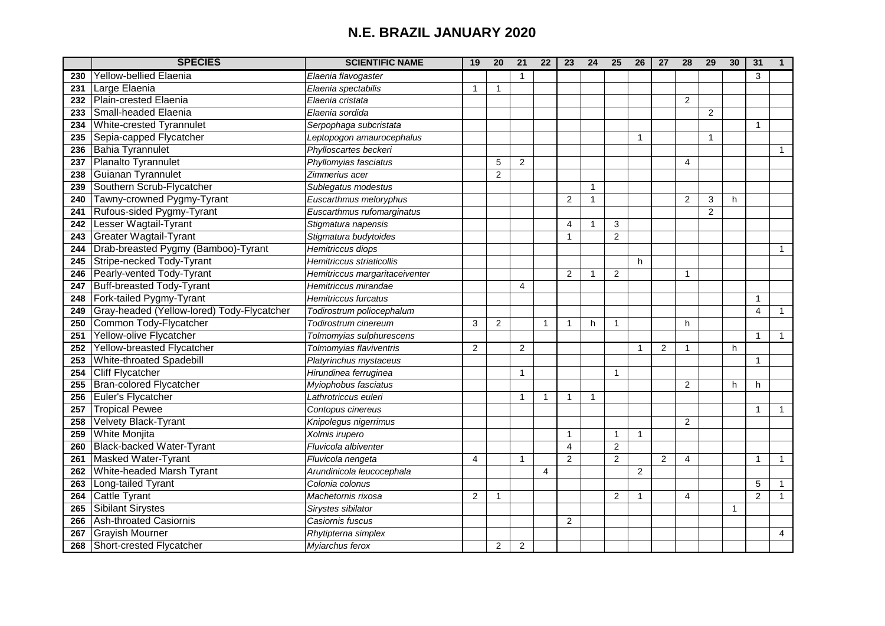# N.E. BRAZIL JANUARY 2020

| | SPECIES | SCIENTIFIC NAME | 19 | 20 | 21 | 22 | 23 | 24 | 25 | 26 | 27 | 28 | 29 | 30 | 31 | 1 |
|---|---|---|---|---|---|---|---|---|---|---|---|---|---|---|---|---|
| 230 | Yellow-bellied Elaenia | *Elaenia flavogaster* | | | 1 | | | | | | | | | | 3 | |
| 231 | Large Elaenia | *Elaenia spectabilis* | 1 | 1 | | | | | | | | | | | | |
| 232 | Plain-crested Elaenia | *Elaenia cristata* | | | | | | | | | | 2 | | | | |
| 233 | Small-headed Elaenia | *Elaenia sordida* | | | | | | | | | | | 2 | | | |
| 234 | White-crested Tyrannulet | *Serpophaga subcristata* | | | | | | | | | | | | | 1 | |
| 235 | Sepia-capped Flycatcher | *Leptopogon amaurocephalus* | | | | | | | | 1 | | | 1 | | | |
| 236 | Bahia Tyrannulet | *Phylloscartes beckeri* | | | | | | | | | | | | | | 1 |
| 237 | Planalto Tyrannulet | *Phyllomyias fasciatus* | | 5 | 2 | | | | | | | 4 | | | | |
| 238 | Guianan Tyrannulet | *Zimmerius acer* | | 2 | | | | | | | | | | | | |
| 239 | Southern Scrub-Flycatcher | *Sublegatus modestus* | | | | | | 1 | | | | | | | | |
| 240 | Tawny-crowned Pygmy-Tyrant | *Euscarthmus meloryphus* | | | | | 2 | 1 | | | | 2 | 3 | h | | |
| 241 | Rufous-sided Pygmy-Tyrant | *Euscarthmus rufomarginatus* | | | | | | | | | | | 2 | | | |
| 242 | Lesser Wagtail-Tyrant | *Stigmatura napensis* | | | | | 4 | 1 | 3 | | | | | | | |
| 243 | Greater Wagtail-Tyrant | *Stigmatura budytoides* | | | | | 1 | | 2 | | | | | | | |
| 244 | Drab-breasted Pygmy (Bamboo)-Tyrant | *Hemitriccus diops* | | | | | | | | | | | | | | 1 |
| 245 | Stripe-necked Tody-Tyrant | *Hemitriccus striaticollis* | | | | | | | | h | | | | | | |
| 246 | Pearly-vented Tody-Tyrant | *Hemitriccus margaritaceiventer* | | | | | 2 | 1 | 2 | | | 1 | | | | |
| 247 | Buff-breasted Tody-Tyrant | *Hemitriccus mirandae* | | | 4 | | | | | | | | | | | |
| 248 | Fork-tailed Pygmy-Tyrant | *Hemitriccus furcatus* | | | | | | | | | | | | | 1 | |
| 249 | Gray-headed (Yellow-lored) Tody-Flycatcher | *Todirostrum poliocephalum* | | | | | | | | | | | | | 4 | 1 |
| 250 | Common Tody-Flycatcher | *Todirostrum cinereum* | 3 | 2 | | 1 | 1 | h | 1 | | | h | | | | |
| 251 | Yellow-olive Flycatcher | *Tolmomyias sulphurescens* | | | | | | | | | | | | | 1 | 1 |
| 252 | Yellow-breasted Flycatcher | *Tolmomyias flaviventris* | 2 | | 2 | | | | | 1 | 2 | 1 | | h | | |
| 253 | White-throated Spadebill | *Platyrinchus mystaceus* | | | | | | | | | | | | | 1 | |
| 254 | Cliff Flycatcher | *Hirundinea ferruginea* | | | 1 | | | | 1 | | | | | | | |
| 255 | Bran-colored Flycatcher | *Myiophobus fasciatus* | | | | | | | | | | 2 | | h | h | |
| 256 | Euler's Flycatcher | *Lathrotriccus euleri* | | | 1 | 1 | 1 | 1 | | | | | | | | |
| 257 | Tropical Pewee | *Contopus cinereus* | | | | | | | | | | | | | 1 | 1 |
| 258 | Velvety Black-Tyrant | *Knipolegus nigerrimus* | | | | | | | | | | 2 | | | | |
| 259 | White Monjita | *Xolmis irupero* | | | | | 1 | | 1 | 1 | | | | | | |
| 260 | Black-backed Water-Tyrant | *Fluvicola albiventer* | | | | | 4 | | 2 | | | | | | | |
| 261 | Masked Water-Tyrant | *Fluvicola nengeta* | 4 | | 1 | | 2 | | 2 | | 2 | 4 | | | 1 | 1 |
| 262 | White-headed Marsh Tyrant | *Arundinicola leucocephala* | | | | 4 | | | | 2 | | | | | | |
| 263 | Long-tailed Tyrant | *Colonia colonus* | | | | | | | | | | | | | 5 | 1 |
| 264 | Cattle Tyrant | *Machetornis rixosa* | 2 | 1 | | | | | 2 | 1 | | 4 | | | 2 | 1 |
| 265 | Sibilant Sirystes | *Sirystes sibilator* | | | | | | | | | | | | 1 | | |
| 266 | Ash-throated Casiornis | *Casiornis fuscus* | | | | | 2 | | | | | | | | | |
| 267 | Grayish Mourner | *Rhytipterna simplex* | | | | | | | | | | | | | | 4 |
| 268 | Short-crested Flycatcher | *Myiarchus ferox* | | 2 | 2 | | | | | | | | | | | |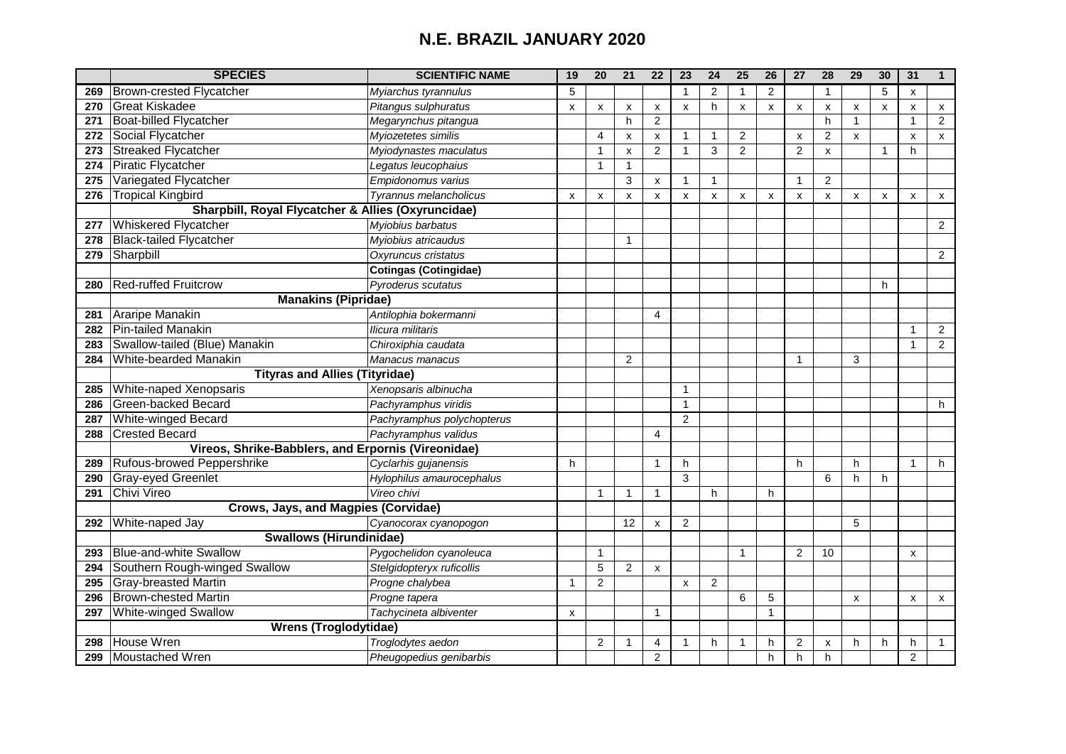## N.E. BRAZIL JANUARY 2020

| | SPECIES | SCIENTIFIC NAME | 19 | 20 | 21 | 22 | 23 | 24 | 25 | 26 | 27 | 28 | 29 | 30 | 31 | 1 |
|---|---|---|---|---|---|---|---|---|---|---|---|---|---|---|---|---|
| 269 | Brown-crested Flycatcher | *Myiarchus tyrannulus* | 5 | | | | 1 | 2 | 1 | 2 | | 1 | | 5 | x | |
| 270 | Great Kiskadee | *Pitangus sulphuratus* | x | x | x | x | x | h | x | x | x | x | x | x | x | x |
| 271 | Boat-billed Flycatcher | *Megarynchus pitangua* | | | h | 2 | | | | | | h | 1 | | 1 | 2 |
| 272 | Social Flycatcher | *Myiozetetes similis* | | 4 | x | x | 1 | 1 | 2 | | x | 2 | x | | x | x |
| 273 | Streaked Flycatcher | *Myiodynastes maculatus* | | 1 | x | 2 | 1 | 3 | 2 | | 2 | x | | 1 | h | |
| 274 | Piratic Flycatcher | *Legatus leucophaius* | | 1 | 1 | | | | | | | | | | | |
| 275 | Variegated Flycatcher | *Empidonomus varius* | | | 3 | x | 1 | 1 | | | 1 | 2 | | | | |
| 276 | Tropical Kingbird | *Tyrannus melancholicus* | x | x | x | x | x | x | x | x | x | x | x | x | x | x |
| | **Sharpbill, Royal Flycatcher & Allies (Oxyruncidae)** | | | | | | | | | | | | | | | |
| 277 | Whiskered Flycatcher | *Myiobius barbatus* | | | | | | | | | | | | | | 2 |
| 278 | Black-tailed Flycatcher | *Myiobius atricaudus* | | | 1 | | | | | | | | | | | |
| 279 | Sharpbill | *Oxyruncus cristatus* | | | | | | | | | | | | | | 2 |
| | | **Cotingas (Cotingidae)** | | | | | | | | | | | | | | |
| 280 | Red-ruffed Fruitcrow | *Pyroderus scutatus* | | | | | | | | | | | | h | | |
| | **Manakins (Pipridae)** | | | | | | | | | | | | | | | |
| 281 | Araripe Manakin | *Antilophia bokermanni* | | | | 4 | | | | | | | | | | |
| 282 | Pin-tailed Manakin | *Ilicura militaris* | | | | | | | | | | | | | 1 | 2 |
| 283 | Swallow-tailed (Blue) Manakin | *Chiroxiphia caudata* | | | | | | | | | | | | | 1 | 2 |
| 284 | White-bearded Manakin | *Manacus manacus* | | | 2 | | | | | | 1 | | 3 | | | |
| | **Tityras and Allies (Tityridae)** | | | | | | | | | | | | | | | |
| 285 | White-naped Xenopsaris | *Xenopsaris albinucha* | | | | | 1 | | | | | | | | | |
| 286 | Green-backed Becard | *Pachyramphus viridis* | | | | | 1 | | | | | | | | | h |
| 287 | White-winged Becard | *Pachyramphus polychopterus* | | | | | 2 | | | | | | | | | |
| 288 | Crested Becard | *Pachyramphus validus* | | | | 4 | | | | | | | | | | |
| | **Vireos, Shrike-Babblers, and Erpornis (Vireonidae)** | | | | | | | | | | | | | | | |
| 289 | Rufous-browed Peppershrike | *Cyclarhis gujanensis* | h | | | 1 | h | | | | h | | h | | 1 | h |
| 290 | Gray-eyed Greenlet | *Hylophilus amaurocephalus* | | | | | 3 | | | | | 6 | h | h | | |
| 291 | Chivi Vireo | *Vireo chivi* | | 1 | 1 | 1 | | h | | h | | | | | | |
| | **Crows, Jays, and Magpies (Corvidae)** | | | | | | | | | | | | | | | |
| 292 | White-naped Jay | *Cyanocorax cyanopogon* | | | 12 | x | 2 | | | | | | 5 | | | |
| | **Swallows (Hirundinidae)** | | | | | | | | | | | | | | | |
| 293 | Blue-and-white Swallow | *Pygochelidon cyanoleuca* | | 1 | | | | | 1 | | 2 | 10 | | | x | |
| 294 | Southern Rough-winged Swallow | *Stelgidopteryx ruficollis* | | 5 | 2 | x | | | | | | | | | | |
| 295 | Gray-breasted Martin | *Progne chalybea* | 1 | 2 | | | x | 2 | | | | | | | | |
| 296 | Brown-chested Martin | *Progne tapera* | | | | | | | 6 | 5 | | | x | | x | x |
| 297 | White-winged Swallow | *Tachycineta albiventer* | x | | | 1 | | | | 1 | | | | | | |
| | **Wrens (Troglodytidae)** | | | | | | | | | | | | | | | |
| 298 | House Wren | *Troglodytes aedon* | | 2 | 1 | 4 | 1 | h | 1 | h | 2 | x | h | h | h | 1 |
| 299 | Moustached Wren | *Pheugopedius genibarbis* | | | | 2 | | | | h | h | h | | | 2 | |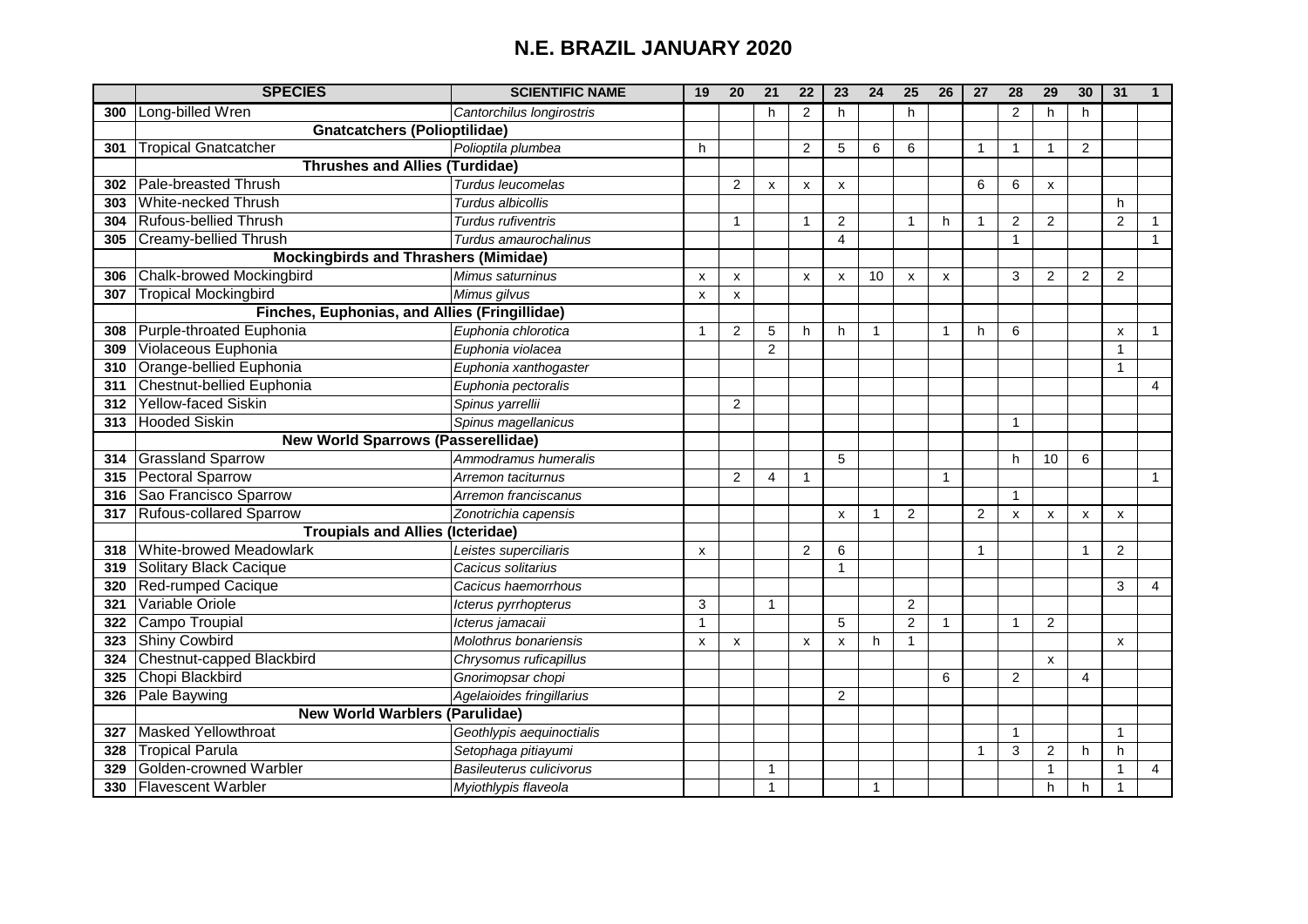# N.E. BRAZIL JANUARY 2020

| | SPECIES | SCIENTIFIC NAME | 19 | 20 | 21 | 22 | 23 | 24 | 25 | 26 | 27 | 28 | 29 | 30 | 31 | 1 |
|---|---|---|---|---|---|---|---|---|---|---|---|---|---|---|---|---|
| 300 | Long-billed Wren | *Cantorchilus longirostris* | | | h | 2 | h | | h | | | 2 | h | h | | |
| | **Gnatcatchers (Polioptilidae)** | | | | | | | | | | | | | | | |
| 301 | Tropical Gnatcatcher | *Polioptila plumbea* | h | | | 2 | 5 | 6 | 6 | | 1 | 1 | 1 | 2 | | |
| | **Thrushes and Allies (Turdidae)** | | | | | | | | | | | | | | | |
| 302 | Pale-breasted Thrush | *Turdus leucomelas* | | 2 | x | x | x | | | | 6 | 6 | x | | | |
| 303 | White-necked Thrush | *Turdus albicollis* | | | | | | | | | | | | | h | |
| 304 | Rufous-bellied Thrush | *Turdus rufiventris* | | 1 | | 1 | 2 | | 1 | h | 1 | 2 | 2 | | 2 | 1 |
| 305 | Creamy-bellied Thrush | *Turdus amaurochalinus* | | | | | 4 | | | | | 1 | | | | 1 |
| | **Mockingbirds and Thrashers (Mimidae)** | | | | | | | | | | | | | | | |
| 306 | Chalk-browed Mockingbird | *Mimus saturninus* | x | x | | x | x | 10 | x | x | | 3 | 2 | 2 | 2 | |
| 307 | Tropical Mockingbird | *Mimus gilvus* | x | x | | | | | | | | | | | | |
| | **Finches, Euphonias, and Allies (Fringillidae)** | | | | | | | | | | | | | | | |
| 308 | Purple-throated Euphonia | *Euphonia chlorotica* | 1 | 2 | 5 | h | h | 1 | | 1 | h | 6 | | | x | 1 |
| 309 | Violaceous Euphonia | *Euphonia violacea* | | | 2 | | | | | | | | | | 1 | |
| 310 | Orange-bellied Euphonia | *Euphonia xanthogaster* | | | | | | | | | | | | | 1 | |
| 311 | Chestnut-bellied Euphonia | *Euphonia pectoralis* | | | | | | | | | | | | | | 4 |
| 312 | Yellow-faced Siskin | *Spinus yarrellii* | | 2 | | | | | | | | | | | | |
| 313 | Hooded Siskin | *Spinus magellanicus* | | | | | | | | | | 1 | | | | |
| | **New World Sparrows (Passerellidae)** | | | | | | | | | | | | | | | |
| 314 | Grassland Sparrow | *Ammodramus humeralis* | | | | | 5 | | | | | h | 10 | 6 | | |
| 315 | Pectoral Sparrow | *Arremon taciturnus* | | 2 | 4 | 1 | | | | 1 | | | | | | 1 |
| 316 | Sao Francisco Sparrow | *Arremon franciscanus* | | | | | | | | | | 1 | | | | |
| 317 | Rufous-collared Sparrow | *Zonotrichia capensis* | | | | | x | 1 | 2 | | 2 | x | x | x | x | |
| | **Troupials and Allies (Icteridae)** | | | | | | | | | | | | | | | |
| 318 | White-browed Meadowlark | *Leistes superciliaris* | x | | | 2 | 6 | | | | 1 | | | 1 | 2 | |
| 319 | Solitary Black Cacique | *Cacicus solitarius* | | | | | 1 | | | | | | | | | |
| 320 | Red-rumped Cacique | *Cacicus haemorrhous* | | | | | | | | | | | | | 3 | 4 |
| 321 | Variable Oriole | *Icterus pyrrhopterus* | 3 | | 1 | | | | 2 | | | | | | | |
| 322 | Campo Troupial | *Icterus jamacaii* | 1 | | | | 5 | | 2 | 1 | | 1 | 2 | | | |
| 323 | Shiny Cowbird | *Molothrus bonariensis* | x | x | | x | x | h | 1 | | | | | | x | |
| 324 | Chestnut-capped Blackbird | *Chrysomus ruficapillus* | | | | | | | | | | | x | | | |
| 325 | Chopi Blackbird | *Gnorimopsar chopi* | | | | | | | | 6 | | 2 | | 4 | | |
| 326 | Pale Baywing | *Agelaioides fringillarius* | | | | | 2 | | | | | | | | | |
| | **New World Warblers (Parulidae)** | | | | | | | | | | | | | | | |
| 327 | Masked Yellowthroat | *Geothlypis aequinoctialis* | | | | | | | | | | 1 | | | 1 | |
| 328 | Tropical Parula | *Setophaga pitiayumi* | | | | | | | | | 1 | 3 | 2 | h | h | |
| 329 | Golden-crowned Warbler | *Basileuterus culicivorus* | | | 1 | | | | | | | | 1 | | 1 | 4 |
| 330 | Flavescent Warbler | *Myiothlypis flaveola* | | | 1 | | | 1 | | | | | h | h | 1 | |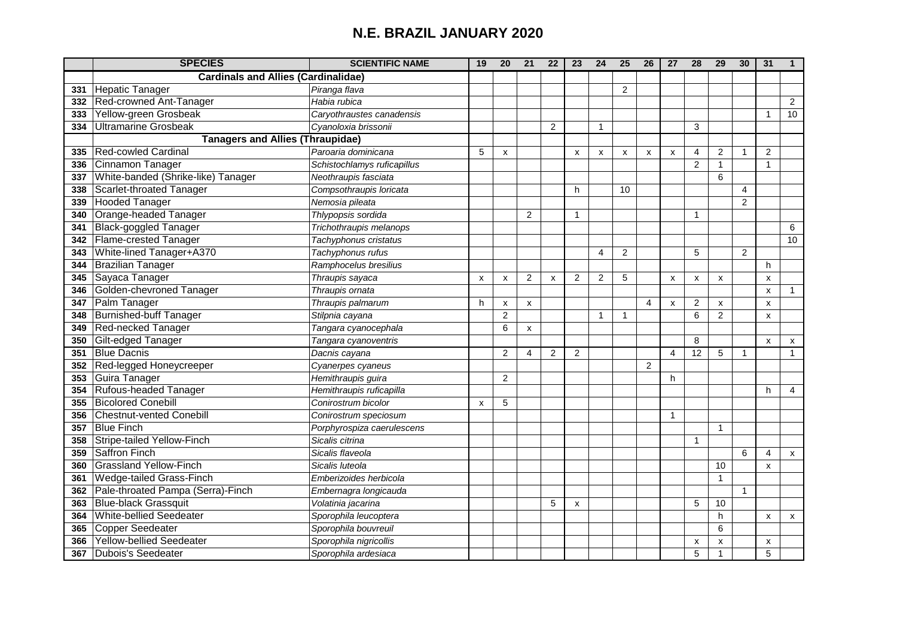# N.E. BRAZIL JANUARY 2020

| | SPECIES | SCIENTIFIC NAME | 19 | 20 | 21 | 22 | 23 | 24 | 25 | 26 | 27 | 28 | 29 | 30 | 31 | 1 |
|---|---|---|---|---|---|---|---|---|---|---|---|---|---|---|---|---|
| | **Cardinals and Allies (Cardinalidae)** | | | | | | | | | | | | | | | |
| 331 | Hepatic Tanager | *Piranga flava* | | | | | | | 2 | | | | | | | |
| 332 | Red-crowned Ant-Tanager | *Habia rubica* | | | | | | | | | | | | | | 2 |
| 333 | Yellow-green Grosbeak | *Caryothraustes canadensis* | | | | | | | | | | | | | 1 | 10 |
| 334 | Ultramarine Grosbeak | *Cyanoloxia brissonii* | | | | 2 | | 1 | | | | 3 | | | | |
| | **Tanagers and Allies (Thraupidae)** | | | | | | | | | | | | | | | |
| 335 | Red-cowled Cardinal | *Paroaria dominicana* | 5 | x | | | x | x | x | x | x | 4 | 2 | 1 | 2 | |
| 336 | Cinnamon Tanager | *Schistochlamys ruficapillus* | | | | | | | | | | 2 | 1 | | 1 | |
| 337 | White-banded (Shrike-like) Tanager | *Neothraupis fasciata* | | | | | | | | | | | 6 | | | |
| 338 | Scarlet-throated Tanager | *Compsothraupis loricata* | | | | | h | | 10 | | | | | 4 | | |
| 339 | Hooded Tanager | *Nemosia pileata* | | | | | | | | | | | | 2 | | |
| 340 | Orange-headed Tanager | *Thlypopsis sordida* | | | 2 | | 1 | | | | | 1 | | | | |
| 341 | Black-goggled Tanager | *Trichothraupis melanops* | | | | | | | | | | | | | | 6 |
| 342 | Flame-crested Tanager | *Tachyphonus cristatus* | | | | | | | | | | | | | | 10 |
| 343 | White-lined Tanager+A370 | *Tachyphonus rufus* | | | | | | 4 | 2 | | | 5 | | 2 | | |
| 344 | Brazilian Tanager | *Ramphocelus bresilius* | | | | | | | | | | | | | h | |
| 345 | Sayaca Tanager | *Thraupis sayaca* | x | x | 2 | x | 2 | 2 | 5 | | x | x | x | | x | |
| 346 | Golden-chevroned Tanager | *Thraupis ornata* | | | | | | | | | | | | | x | 1 |
| 347 | Palm Tanager | *Thraupis palmarum* | h | x | x | | | | | 4 | x | 2 | x | | x | |
| 348 | Burnished-buff Tanager | *Stilpnia cayana* | | 2 | | | | 1 | 1 | | | 6 | 2 | | x | |
| 349 | Red-necked Tanager | *Tangara cyanocephala* | | 6 | x | | | | | | | | | | | |
| 350 | Gilt-edged Tanager | *Tangara cyanoventris* | | | | | | | | | | 8 | | | x | x |
| 351 | Blue Dacnis | *Dacnis cayana* | | 2 | 4 | 2 | 2 | | | | 4 | 12 | 5 | 1 | | 1 |
| 352 | Red-legged Honeycreeper | *Cyanerpes cyaneus* | | | | | | | | 2 | | | | | | |
| 353 | Guira Tanager | *Hemithraupis guira* | | 2 | | | | | | | h | | | | | |
| 354 | Rufous-headed Tanager | *Hemithraupis ruficapilla* | | | | | | | | | | | | | h | 4 |
| 355 | Bicolored Conebill | *Conirostrum bicolor* | x | 5 | | | | | | | | | | | | |
| 356 | Chestnut-vented Conebill | *Conirostrum speciosum* | | | | | | | | | 1 | | | | | |
| 357 | Blue Finch | *Porphyrospiza caerulescens* | | | | | | | | | | | 1 | | | |
| 358 | Stripe-tailed Yellow-Finch | *Sicalis citrina* | | | | | | | | | | 1 | | | | |
| 359 | Saffron Finch | *Sicalis flaveola* | | | | | | | | | | | | 6 | 4 | x |
| 360 | Grassland Yellow-Finch | *Sicalis luteola* | | | | | | | | | | | 10 | | x | |
| 361 | Wedge-tailed Grass-Finch | *Emberizoides herbicola* | | | | | | | | | | | 1 | | | |
| 362 | Pale-throated Pampa (Serra)-Finch | *Embernagra longicauda* | | | | | | | | | | | | 1 | | |
| 363 | Blue-black Grassquit | *Volatinia jacarina* | | | | 5 | x | | | | | 5 | 10 | | | |
| 364 | White-bellied Seedeater | *Sporophila leucoptera* | | | | | | | | | | | h | | x | x |
| 365 | Copper Seedeater | *Sporophila bouvreuil* | | | | | | | | | | | 6 | | | |
| 366 | Yellow-bellied Seedeater | *Sporophila nigricollis* | | | | | | | | | | x | x | | x | |
| 367 | Dubois's Seedeater | *Sporophila ardesiaca* | | | | | | | | | | 5 | 1 | | 5 | |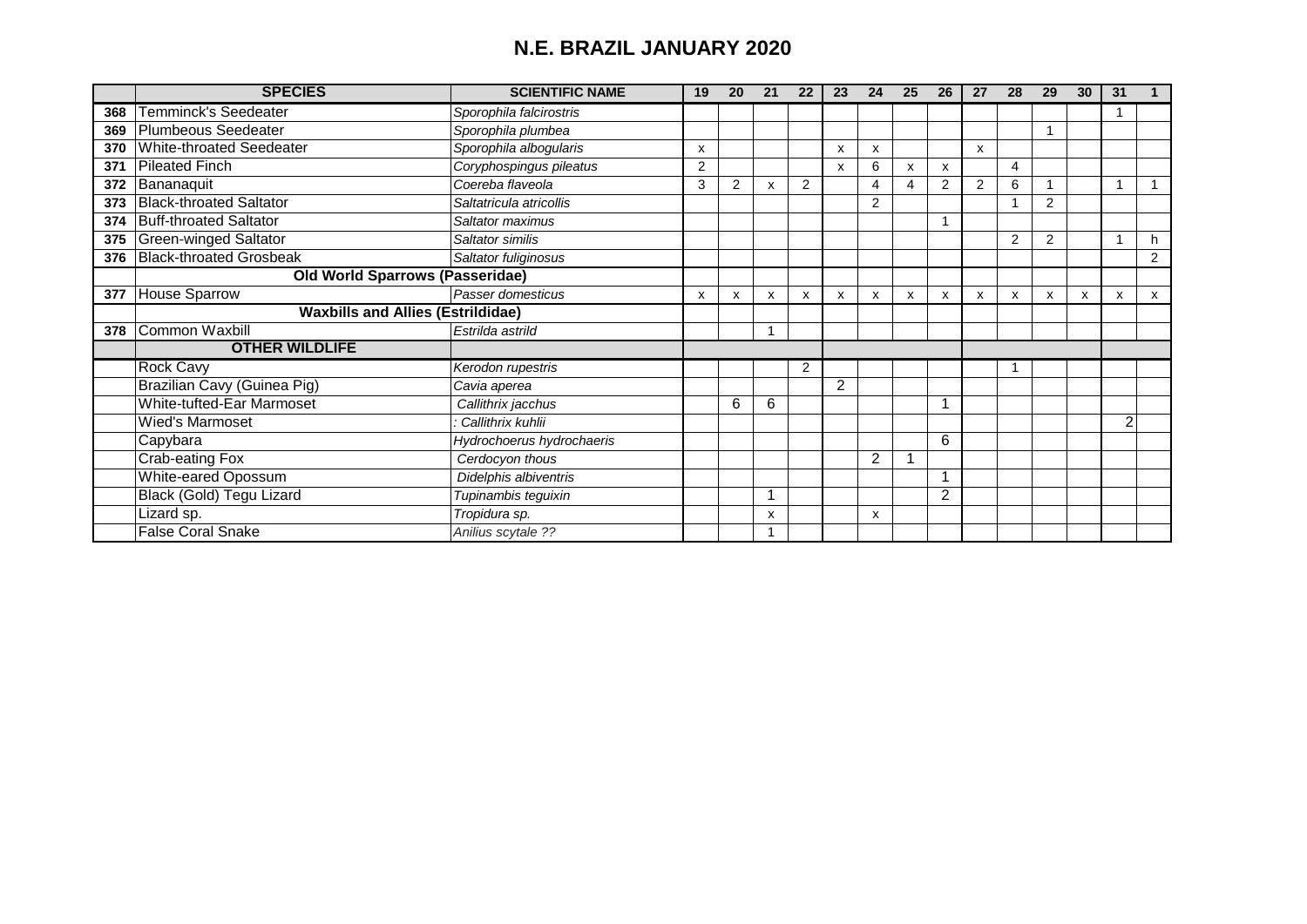# N.E. BRAZIL JANUARY 2020

| | SPECIES | SCIENTIFIC NAME | 19 | 20 | 21 | 22 | 23 | 24 | 25 | 26 | 27 | 28 | 29 | 30 | 31 | 1 |
|---|---|---|---|---|---|---|---|---|---|---|---|---|---|---|---|---|
| 368 | Temminck's Seedeater | *Sporophila falcirostris* | | | | | | | | | | | | | 1 | |
| 369 | Plumbeous Seedeater | *Sporophila plumbea* | | | | | | | | | | | 1 | | | |
| 370 | White-throated Seedeater | *Sporophila albogularis* | x | | | | x | x | | | x | | | | | |
| 371 | Pileated Finch | *Coryphospingus pileatus* | 2 | | | | x | 6 | x | x | | 4 | | | | |
| 372 | Bananaquit | *Coereba flaveola* | 3 | 2 | x | 2 | | 4 | 4 | 2 | 2 | 6 | 1 | | 1 | 1 |
| 373 | Black-throated Saltator | *Saltatricula atricollis* | | | | | | 2 | | | | 1 | 2 | | | |
| 374 | Buff-throated Saltator | *Saltator maximus* | | | | | | | | 1 | | | | | | |
| 375 | Green-winged Saltator | *Saltator similis* | | | | | | | | | | 2 | 2 | | 1 | h |
| 376 | Black-throated Grosbeak | *Saltator fuliginosus* | | | | | | | | | | | | | | 2 |
| | **Old World Sparrows (Passeridae)** | | | | | | | | | | | | | | | |
| 377 | House Sparrow | *Passer domesticus* | x | x | x | x | x | x | x | x | x | x | x | x | x | x |
| | **Waxbills and Allies (Estrildidae)** | | | | | | | | | | | | | | | |
| 378 | Common Waxbill | *Estrilda astrild* | | | 1 | | | | | | | | | | | |
| | **OTHER WILDLIFE** | | | | | | | | | | | | | | | |
| | Rock Cavy | *Kerodon rupestris* | | | | 2 | | | | | | 1 | | | | |
| | Brazilian Cavy (Guinea Pig) | *Cavia aperea* | | | | | 2 | | | | | | | | | |
| | White-tufted-Ear Marmoset | *Callithrix jacchus* | | 6 | 6 | | | | | 1 | | | | | | |
| | Wied's Marmoset | *: Callithrix kuhlii* | | | | | | | | | | | | | 2 | |
| | Capybara | *Hydrochoerus hydrochaeris* | | | | | | | | 6 | | | | | | |
| | Crab-eating Fox | *Cerdocyon thous* | | | | | | 2 | 1 | | | | | | | |
| | White-eared Opossum | *Didelphis albiventris* | | | | | | | | 1 | | | | | | |
| | Black (Gold) Tegu Lizard | *Tupinambis teguixin* | | | 1 | | | | | 2 | | | | | | |
| | Lizard sp. | *Tropidura sp.* | | | x | | | x | | | | | | | | |
| | False Coral Snake | *Anilius scytale ??* | | | 1 | | | | | | | | | | | |